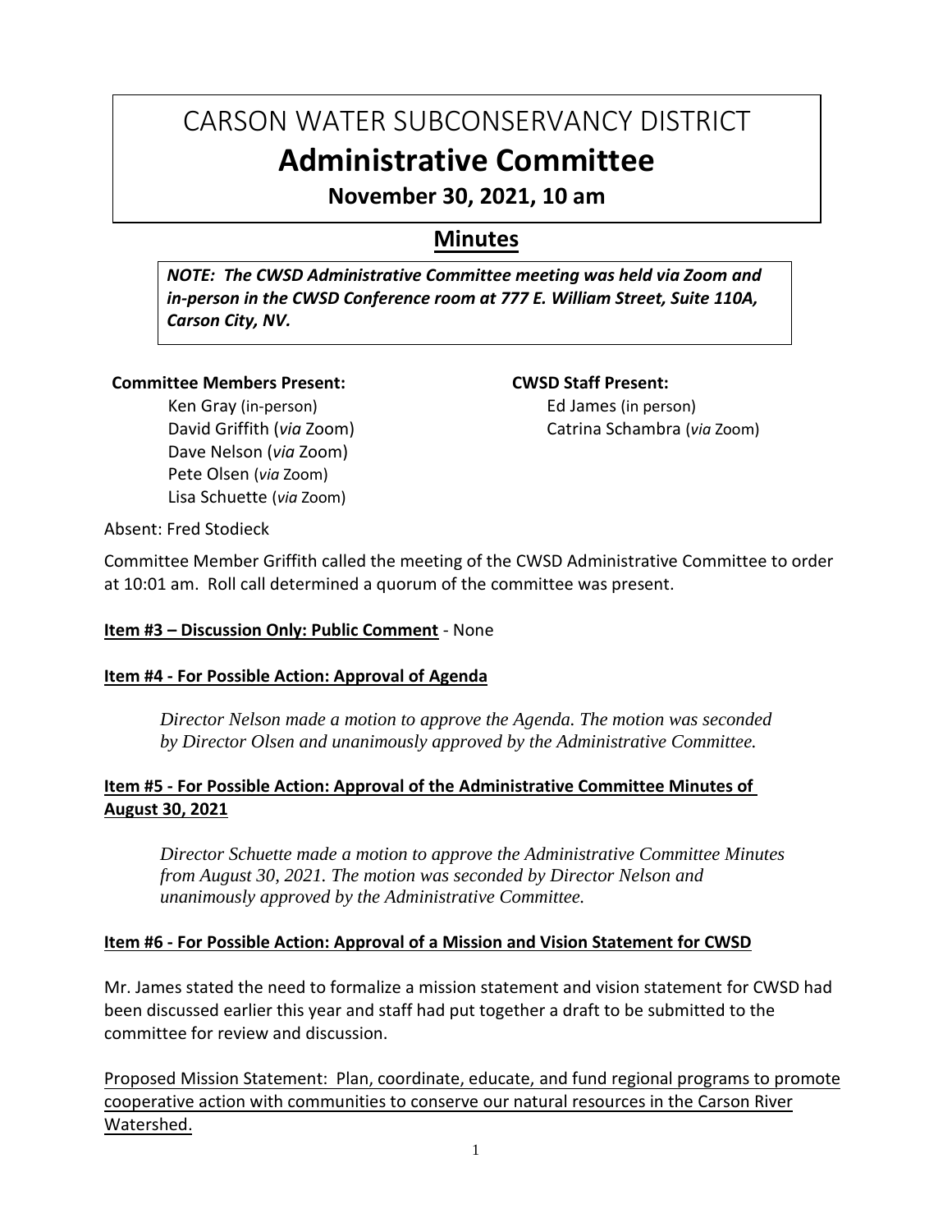# CARSON WATER SUBCONSERVANCY DISTRICT

# Administrative Committee

## November 30, 2021, 10 am

## Minutes

***NOTE: The CWSD Administrative Committee meeting was held via Zoom and in-person in the CWSD Conference room at 777 E. William Street, Suite 110A, Carson City, NV.***

**Committee Members Present:**

Ken Gray (in-person)
David Griffith (*via* Zoom)
Dave Nelson (*via* Zoom)
Pete Olsen (*via* Zoom)
Lisa Schuette (*via* Zoom)

**CWSD Staff Present:**

Ed James (in person)
Catrina Schambra (*via* Zoom)

Absent: Fred Stodieck

Committee Member Griffith called the meeting of the CWSD Administrative Committee to order at 10:01 am. Roll call determined a quorum of the committee was present.

**Item #3 – Discussion Only: Public Comment** - None

**Item #4 - For Possible Action: Approval of Agenda**

*Director Nelson made a motion to approve the Agenda. The motion was seconded by Director Olsen and unanimously approved by the Administrative Committee.*

**Item #5 - For Possible Action: Approval of the Administrative Committee Minutes of August 30, 2021**

*Director Schuette made a motion to approve the Administrative Committee Minutes from August 30, 2021. The motion was seconded by Director Nelson and unanimously approved by the Administrative Committee.*

**Item #6 - For Possible Action: Approval of a Mission and Vision Statement for CWSD**

Mr. James stated the need to formalize a mission statement and vision statement for CWSD had been discussed earlier this year and staff had put together a draft to be submitted to the committee for review and discussion.

Proposed Mission Statement: Plan, coordinate, educate, and fund regional programs to promote cooperative action with communities to conserve our natural resources in the Carson River Watershed.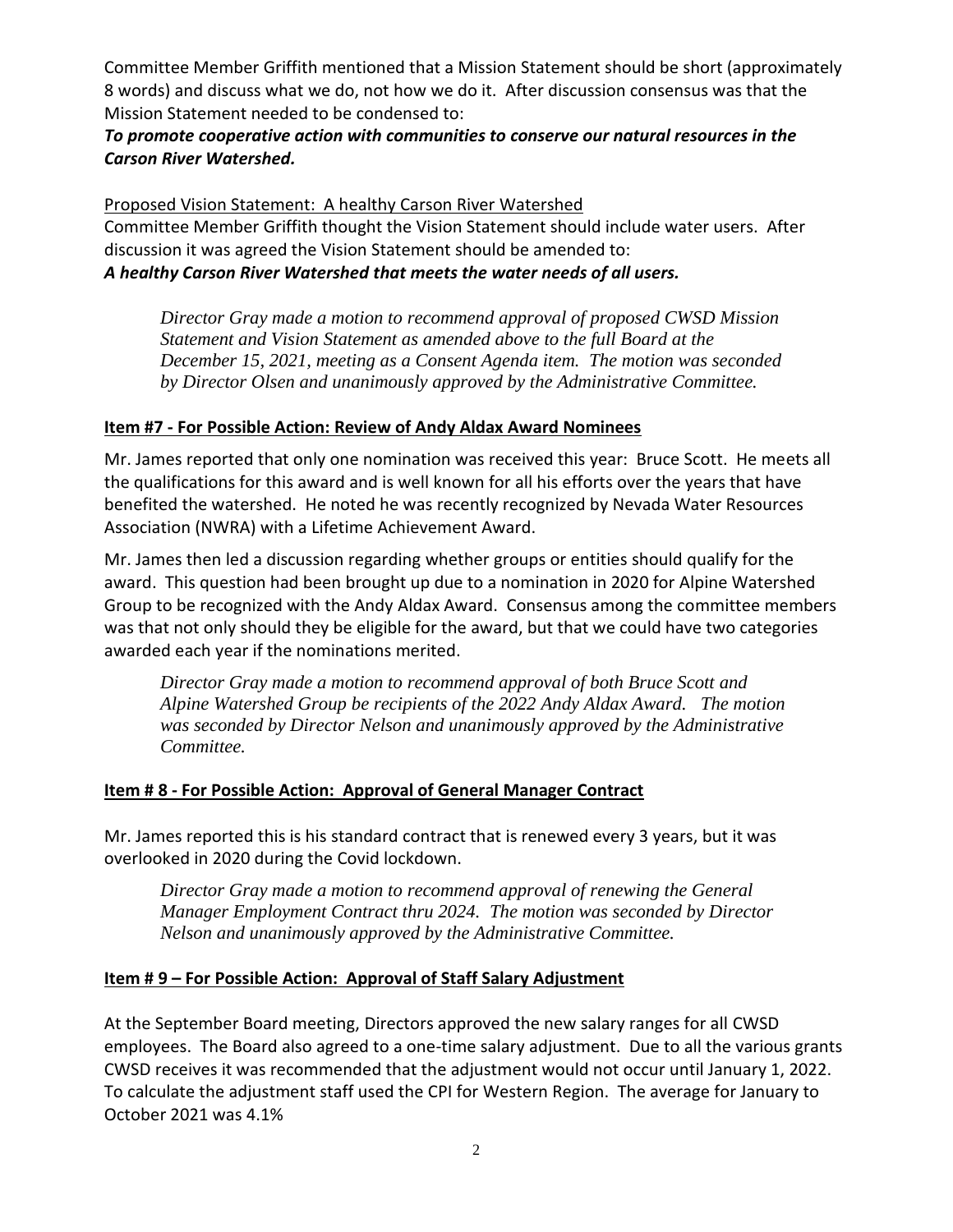Committee Member Griffith mentioned that a Mission Statement should be short (approximately 8 words) and discuss what we do, not how we do it. After discussion consensus was that the Mission Statement needed to be condensed to:

***To promote cooperative action with communities to conserve our natural resources in the Carson River Watershed.***

Proposed Vision Statement: A healthy Carson River Watershed

Committee Member Griffith thought the Vision Statement should include water users. After discussion it was agreed the Vision Statement should be amended to:

***A healthy Carson River Watershed that meets the water needs of all users.***

> *Director Gray made a motion to recommend approval of proposed CWSD Mission Statement and Vision Statement as amended above to the full Board at the December 15, 2021, meeting as a Consent Agenda item. The motion was seconded by Director Olsen and unanimously approved by the Administrative Committee.*

**Item #7 - For Possible Action: Review of Andy Aldax Award Nominees**

Mr. James reported that only one nomination was received this year: Bruce Scott. He meets all the qualifications for this award and is well known for all his efforts over the years that have benefited the watershed. He noted he was recently recognized by Nevada Water Resources Association (NWRA) with a Lifetime Achievement Award.

Mr. James then led a discussion regarding whether groups or entities should qualify for the award. This question had been brought up due to a nomination in 2020 for Alpine Watershed Group to be recognized with the Andy Aldax Award. Consensus among the committee members was that not only should they be eligible for the award, but that we could have two categories awarded each year if the nominations merited.

> *Director Gray made a motion to recommend approval of both Bruce Scott and Alpine Watershed Group be recipients of the 2022 Andy Aldax Award. The motion was seconded by Director Nelson and unanimously approved by the Administrative Committee.*

**Item # 8 - For Possible Action: Approval of General Manager Contract**

Mr. James reported this is his standard contract that is renewed every 3 years, but it was overlooked in 2020 during the Covid lockdown.

> *Director Gray made a motion to recommend approval of renewing the General Manager Employment Contract thru 2024. The motion was seconded by Director Nelson and unanimously approved by the Administrative Committee.*

**Item # 9 – For Possible Action: Approval of Staff Salary Adjustment**

At the September Board meeting, Directors approved the new salary ranges for all CWSD employees. The Board also agreed to a one-time salary adjustment. Due to all the various grants CWSD receives it was recommended that the adjustment would not occur until January 1, 2022. To calculate the adjustment staff used the CPI for Western Region. The average for January to October 2021 was 4.1%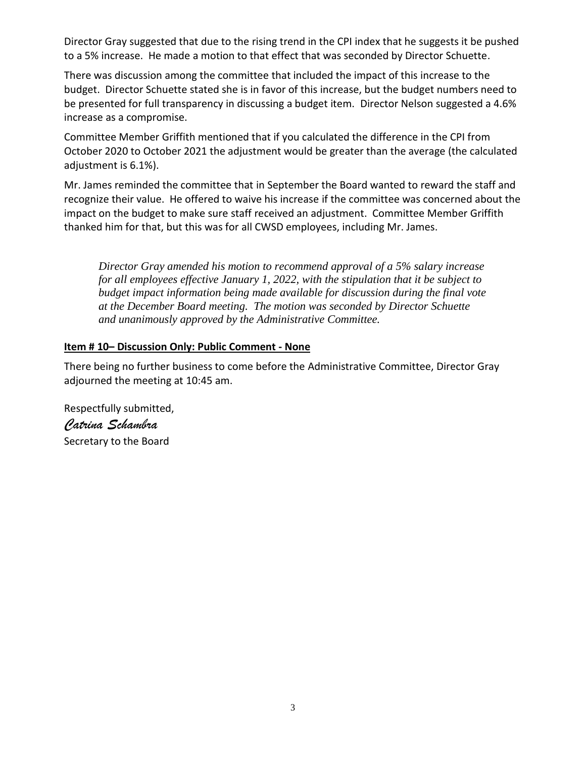Director Gray suggested that due to the rising trend in the CPI index that he suggests it be pushed to a 5% increase. He made a motion to that effect that was seconded by Director Schuette.

There was discussion among the committee that included the impact of this increase to the budget. Director Schuette stated she is in favor of this increase, but the budget numbers need to be presented for full transparency in discussing a budget item. Director Nelson suggested a 4.6% increase as a compromise.

Committee Member Griffith mentioned that if you calculated the difference in the CPI from October 2020 to October 2021 the adjustment would be greater than the average (the calculated adjustment is 6.1%).

Mr. James reminded the committee that in September the Board wanted to reward the staff and recognize their value. He offered to waive his increase if the committee was concerned about the impact on the budget to make sure staff received an adjustment. Committee Member Griffith thanked him for that, but this was for all CWSD employees, including Mr. James.

> *Director Gray amended his motion to recommend approval of a 5% salary increase for all employees effective January 1, 2022, with the stipulation that it be subject to budget impact information being made available for discussion during the final vote at the December Board meeting. The motion was seconded by Director Schuette and unanimously approved by the Administrative Committee.*

**Item # 10– Discussion Only: Public Comment - None**

There being no further business to come before the Administrative Committee, Director Gray adjourned the meeting at 10:45 am.

Respectfully submitted,

*Catrina Schambra*

Secretary to the Board